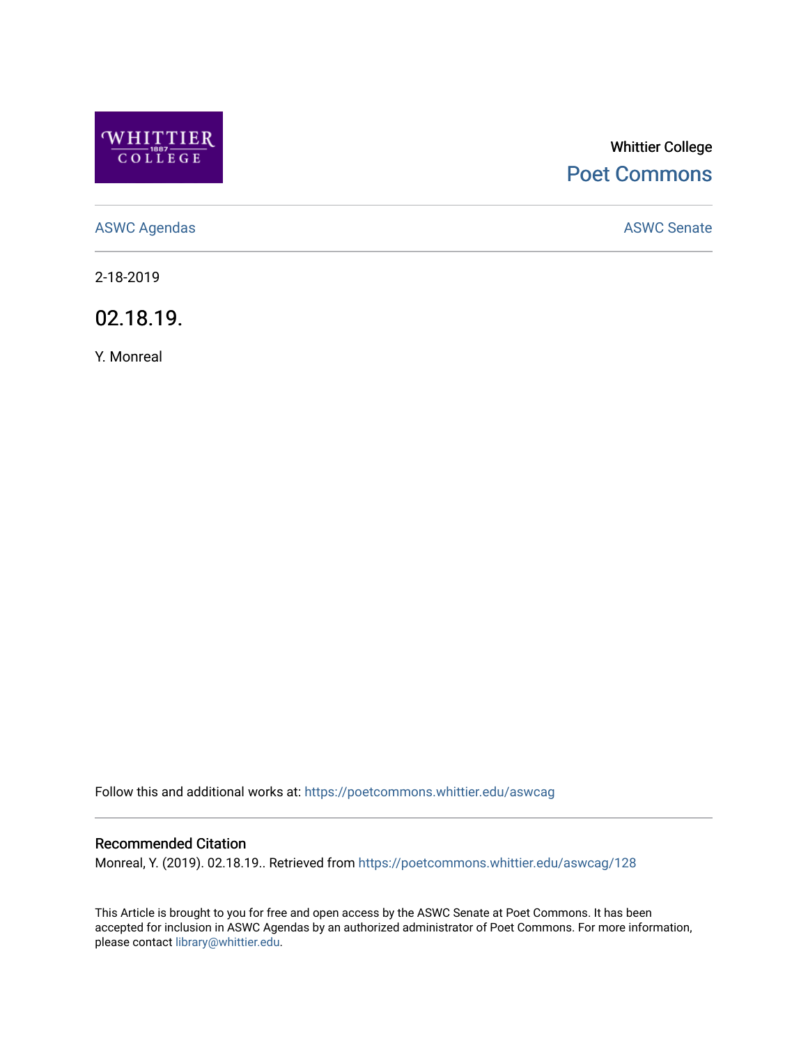Whittier College

Poet Commons

ASWC Agendas

ASWC Senate

2-18-2019

# 02.18.19.

Y. Monreal

Follow this and additional works at: https://poetcommons.whittier.edu/aswcag

## Recommended Citation

Monreal, Y. (2019). 02.18.19.. Retrieved from https://poetcommons.whittier.edu/aswcag/128

This Article is brought to you for free and open access by the ASWC Senate at Poet Commons. It has been accepted for inclusion in ASWC Agendas by an authorized administrator of Poet Commons. For more information, please contact library@whittier.edu.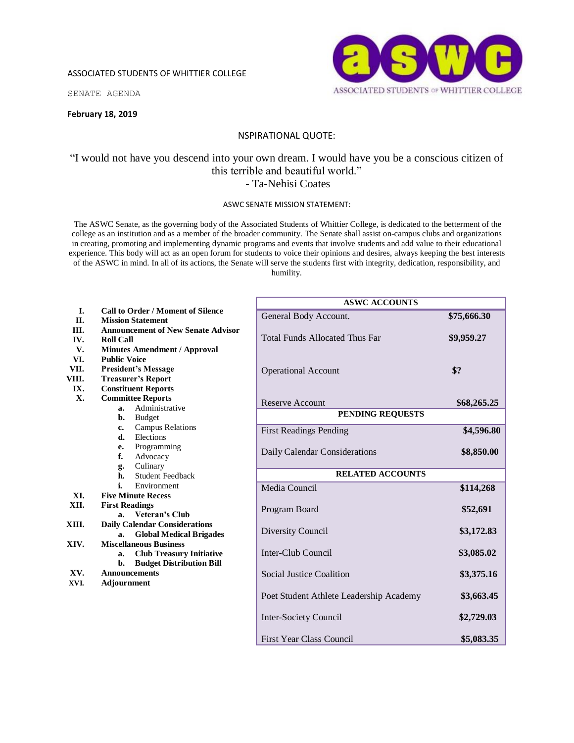ASSOCIATED STUDENTS OF WHITTIER COLLEGE

SENATE AGENDA

**February 18, 2019**

NSPIRATIONAL QUOTE:

"I would not have you descend into your own dream. I would have you be a conscious citizen of this terrible and beautiful world."
- Ta-Nehisi Coates

ASWC SENATE MISSION STATEMENT:

The ASWC Senate, as the governing body of the Associated Students of Whittier College, is dedicated to the betterment of the college as an institution and as a member of the broader community. The Senate shall assist on-campus clubs and organizations in creating, promoting and implementing dynamic programs and events that involve students and add value to their educational experience. This body will act as an open forum for students to voice their opinions and desires, always keeping the best interests of the ASWC in mind. In all of its actions, the Senate will serve the students first with integrity, dedication, responsibility, and humility.

I. **Call to Order / Moment of Silence**
II. **Mission Statement**
III. **Announcement of New Senate Advisor**
IV. **Roll Call**
V. **Minutes Amendment / Approval**
VI. **Public Voice**
VII. **President's Message**
VIII. **Treasurer's Report**
IX. **Constituent Reports**
X. **Committee Reports**
   a. Administrative
   b. Budget
   c. Campus Relations
   d. Elections
   e. Programming
   f. Advocacy
   g. Culinary
   h. Student Feedback
   i. Environment
XI. **Five Minute Recess**
XII. **First Readings**
   a. **Veteran's Club**
XIII. **Daily Calendar Considerations**
   a. **Global Medical Brigades**
XIV. **Miscellaneous Business**
   a. **Club Treasury Initiative**
   b. **Budget Distribution Bill**
XV. **Announcements**
XVI. **Adjournment**

| ASWC ACCOUNTS | |
|---|---|
| General Body Account. | $75,666.30 |
| Total Funds Allocated Thus Far | $9,959.27 |
| Operational Account | $? |
| Reserve Account | $68,265.25 |
| **PENDING REQUESTS** | |
| First Readings Pending | $4,596.80 |
| Daily Calendar Considerations | $8,850.00 |
| **RELATED ACCOUNTS** | |
| Media Council | $114,268 |
| Program Board | $52,691 |
| Diversity Council | $3,172.83 |
| Inter-Club Council | $3,085.02 |
| Social Justice Coalition | $3,375.16 |
| Poet Student Athlete Leadership Academy | $3,663.45 |
| Inter-Society Council | $2,729.03 |
| First Year Class Council | $5,083.35 |